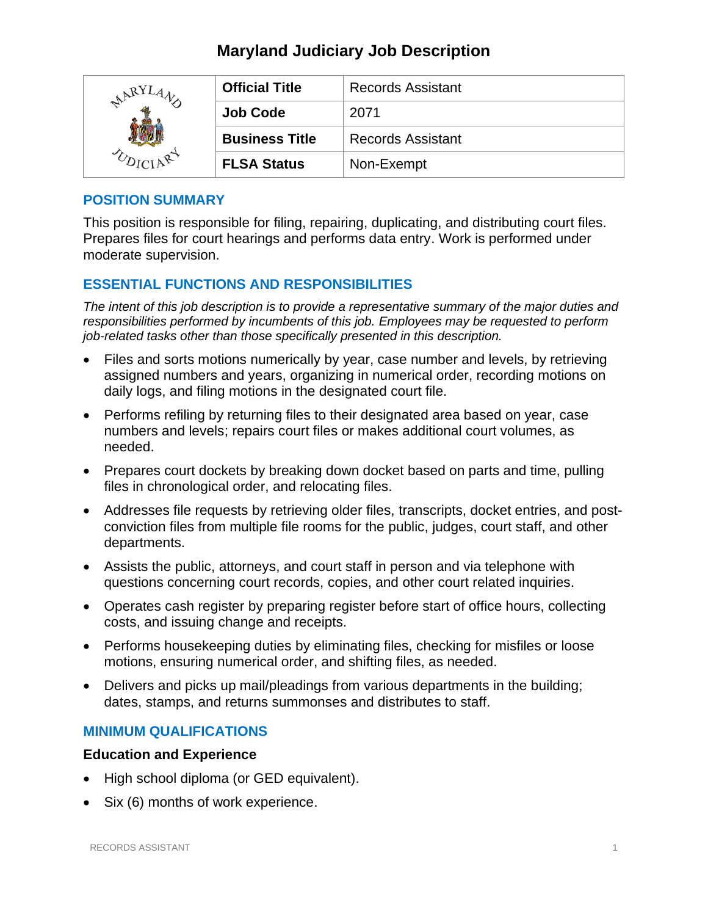# Maryland Judiciary Job Description

| | | |
|---|---|---|
| | **Official Title** | Records Assistant |
| | **Job Code** | 2071 |
| | **Business Title** | Records Assistant |
| | **FLSA Status** | Non-Exempt |

## POSITION SUMMARY

This position is responsible for filing, repairing, duplicating, and distributing court files. Prepares files for court hearings and performs data entry. Work is performed under moderate supervision.

## ESSENTIAL FUNCTIONS AND RESPONSIBILITIES

*The intent of this job description is to provide a representative summary of the major duties and responsibilities performed by incumbents of this job. Employees may be requested to perform job-related tasks other than those specifically presented in this description.*

- Files and sorts motions numerically by year, case number and levels, by retrieving assigned numbers and years, organizing in numerical order, recording motions on daily logs, and filing motions in the designated court file.
- Performs refiling by returning files to their designated area based on year, case numbers and levels; repairs court files or makes additional court volumes, as needed.
- Prepares court dockets by breaking down docket based on parts and time, pulling files in chronological order, and relocating files.
- Addresses file requests by retrieving older files, transcripts, docket entries, and post-conviction files from multiple file rooms for the public, judges, court staff, and other departments.
- Assists the public, attorneys, and court staff in person and via telephone with questions concerning court records, copies, and other court related inquiries.
- Operates cash register by preparing register before start of office hours, collecting costs, and issuing change and receipts.
- Performs housekeeping duties by eliminating files, checking for misfiles or loose motions, ensuring numerical order, and shifting files, as needed.
- Delivers and picks up mail/pleadings from various departments in the building; dates, stamps, and returns summonses and distributes to staff.

## MINIMUM QUALIFICATIONS

### Education and Experience

- High school diploma (or GED equivalent).
- Six (6) months of work experience.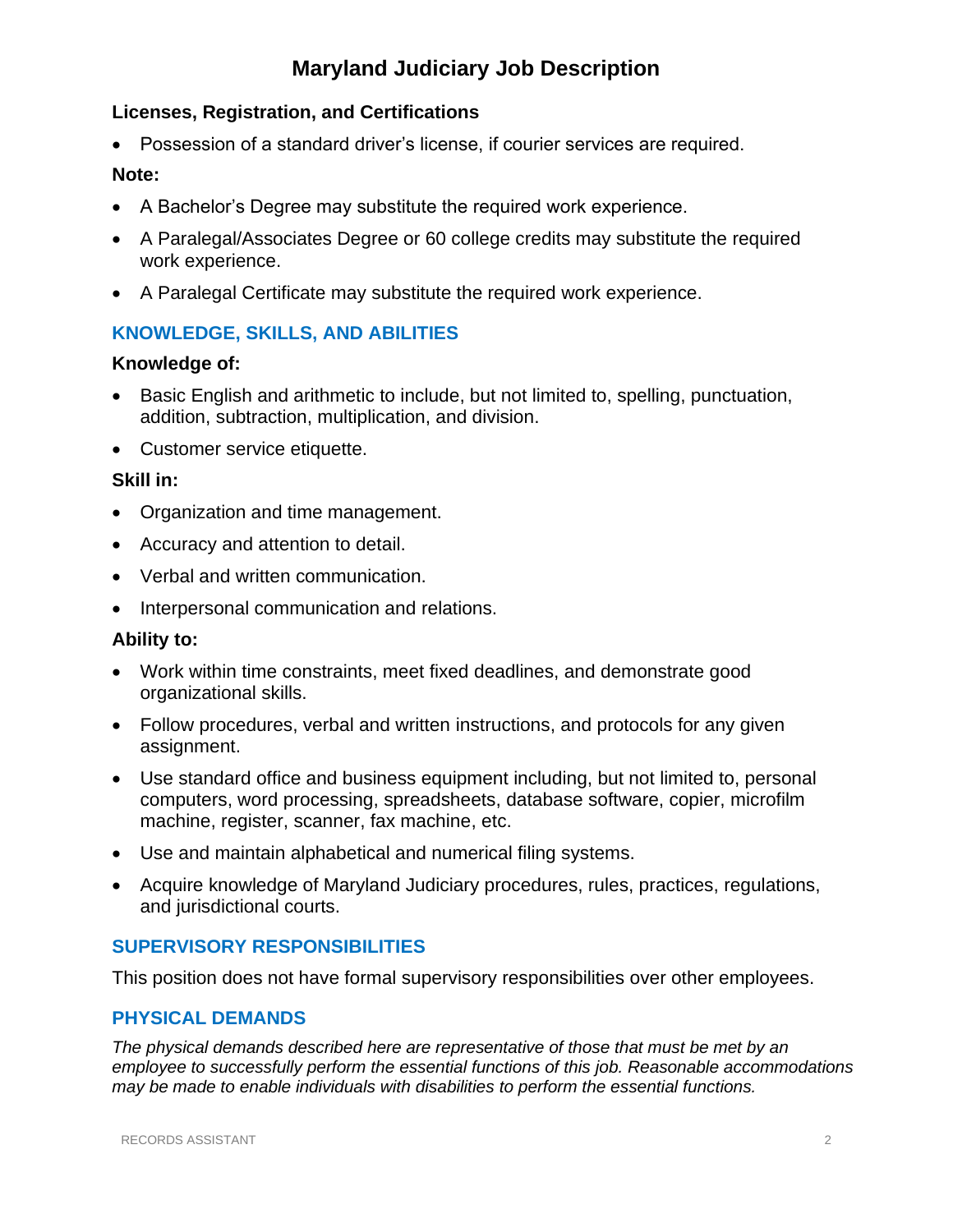# Maryland Judiciary Job Description

**Licenses, Registration, and Certifications**

- Possession of a standard driver's license, if courier services are required.

**Note:**

- A Bachelor's Degree may substitute the required work experience.
- A Paralegal/Associates Degree or 60 college credits may substitute the required work experience.
- A Paralegal Certificate may substitute the required work experience.

## KNOWLEDGE, SKILLS, AND ABILITIES

**Knowledge of:**

- Basic English and arithmetic to include, but not limited to, spelling, punctuation, addition, subtraction, multiplication, and division.
- Customer service etiquette.

**Skill in:**

- Organization and time management.
- Accuracy and attention to detail.
- Verbal and written communication.
- Interpersonal communication and relations.

**Ability to:**

- Work within time constraints, meet fixed deadlines, and demonstrate good organizational skills.
- Follow procedures, verbal and written instructions, and protocols for any given assignment.
- Use standard office and business equipment including, but not limited to, personal computers, word processing, spreadsheets, database software, copier, microfilm machine, register, scanner, fax machine, etc.
- Use and maintain alphabetical and numerical filing systems.
- Acquire knowledge of Maryland Judiciary procedures, rules, practices, regulations, and jurisdictional courts.

## SUPERVISORY RESPONSIBILITIES

This position does not have formal supervisory responsibilities over other employees.

## PHYSICAL DEMANDS

*The physical demands described here are representative of those that must be met by an employee to successfully perform the essential functions of this job. Reasonable accommodations may be made to enable individuals with disabilities to perform the essential functions.*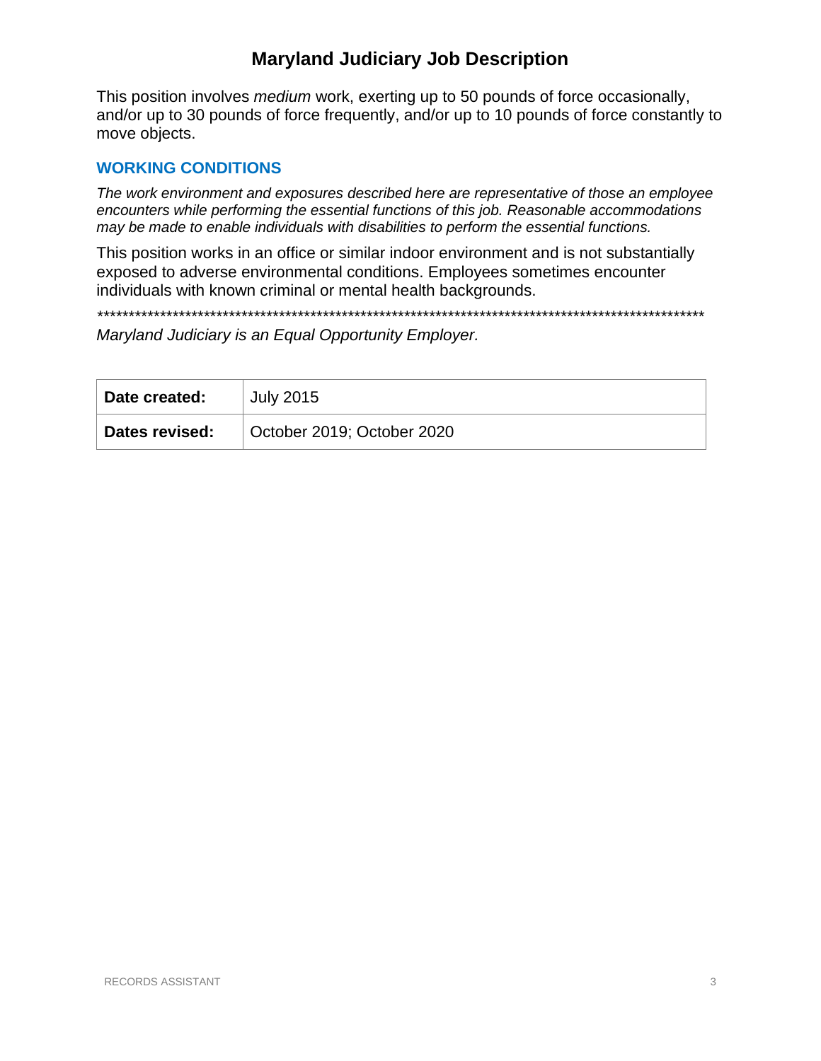# Maryland Judiciary Job Description

This position involves *medium* work, exerting up to 50 pounds of force occasionally, and/or up to 30 pounds of force frequently, and/or up to 10 pounds of force constantly to move objects.

## WORKING CONDITIONS

*The work environment and exposures described here are representative of those an employee encounters while performing the essential functions of this job. Reasonable accommodations may be made to enable individuals with disabilities to perform the essential functions.*

This position works in an office or similar indoor environment and is not substantially exposed to adverse environmental conditions. Employees sometimes encounter individuals with known criminal or mental health backgrounds.

****************************************************************************************************

*Maryland Judiciary is an Equal Opportunity Employer.*

| | |
|---|---|
| **Date created:** | July 2015 |
| **Dates revised:** | October 2019; October 2020 |